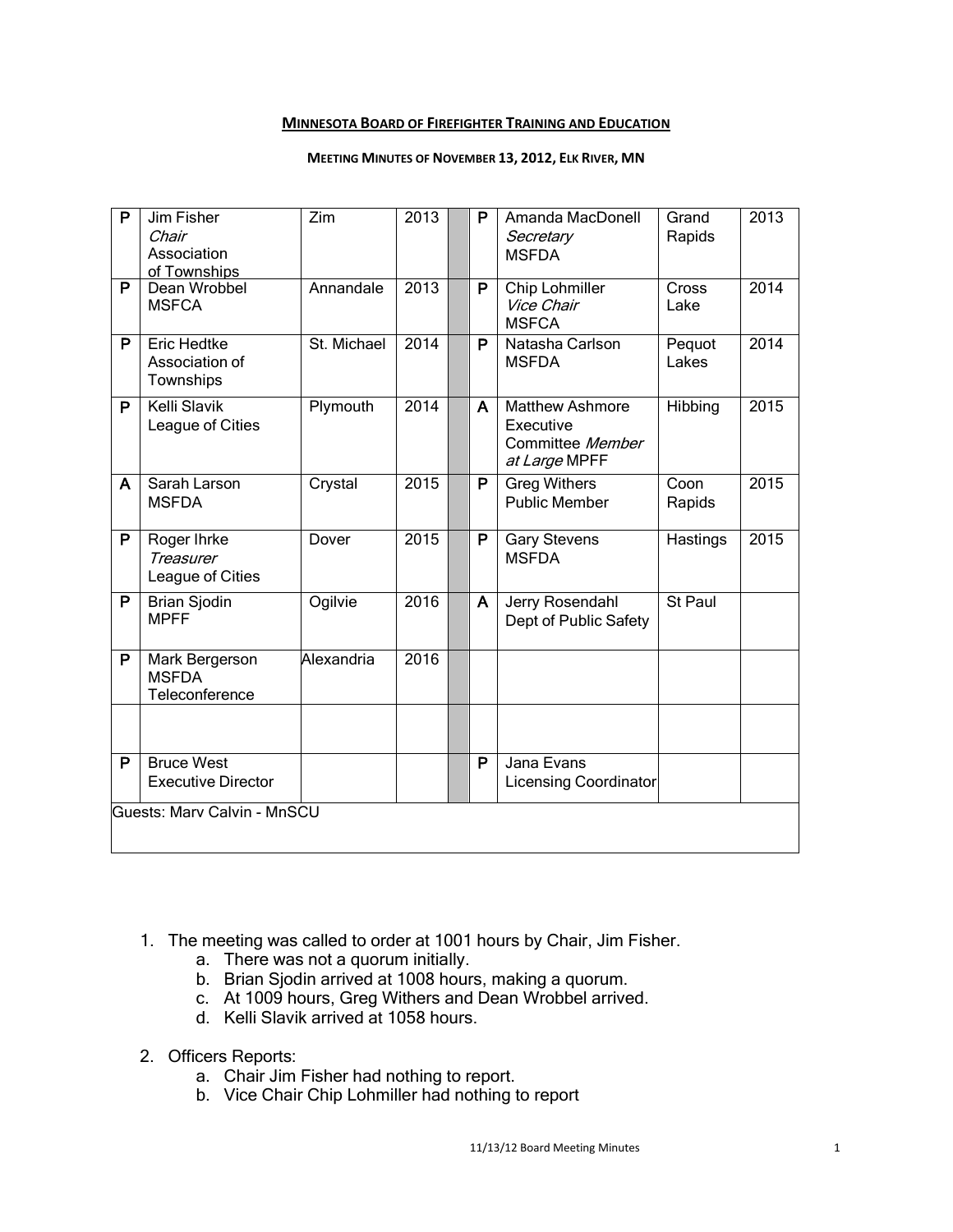**MINNESOTA BOARD OF FIREFIGHTER TRAINING AND EDUCATION**

**MEETING MINUTES OF NOVEMBER 13, 2012, ELK RIVER, MN**

| | | | | | | | | |
|---|---|---|---|---|---|---|---|---|
| P | Jim Fisher *Chair* Association of Townships | Zim | 2013 | | P | Amanda MacDonell *Secretary* MSFDA | Grand Rapids | 2013 |
| P | Dean Wrobbel MSFCA | Annandale | 2013 | | P | Chip Lohmiller *Vice Chair* MSFCA | Cross Lake | 2014 |
| P | Eric Hedtke Association of Townships | St. Michael | 2014 | | P | Natasha Carlson MSFDA | Pequot Lakes | 2014 |
| P | Kelli Slavik League of Cities | Plymouth | 2014 | | A | Matthew Ashmore Executive Committee *Member at Large* MPFF | Hibbing | 2015 |
| A | Sarah Larson MSFDA | Crystal | 2015 | | P | Greg Withers Public Member | Coon Rapids | 2015 |
| P | Roger Ihrke *Treasurer* League of Cities | Dover | 2015 | | P | Gary Stevens MSFDA | Hastings | 2015 |
| P | Brian Sjodin MPFF | Ogilvie | 2016 | | A | Jerry Rosendahl Dept of Public Safety | St Paul | |
| P | Mark Bergerson MSFDA Teleconference | Alexandria | 2016 | | | | | |
| | | | | | | | | |
| P | Bruce West Executive Director | | | | P | Jana Evans Licensing Coordinator | | |
| Guests: Marv Calvin - MnSCU | | | | | | | | |

1. The meeting was called to order at 1001 hours by Chair, Jim Fisher.
   a. There was not a quorum initially.
   b. Brian Sjodin arrived at 1008 hours, making a quorum.
   c. At 1009 hours, Greg Withers and Dean Wrobbel arrived.
   d. Kelli Slavik arrived at 1058 hours.

2. Officers Reports:
   a. Chair Jim Fisher had nothing to report.
   b. Vice Chair Chip Lohmiller had nothing to report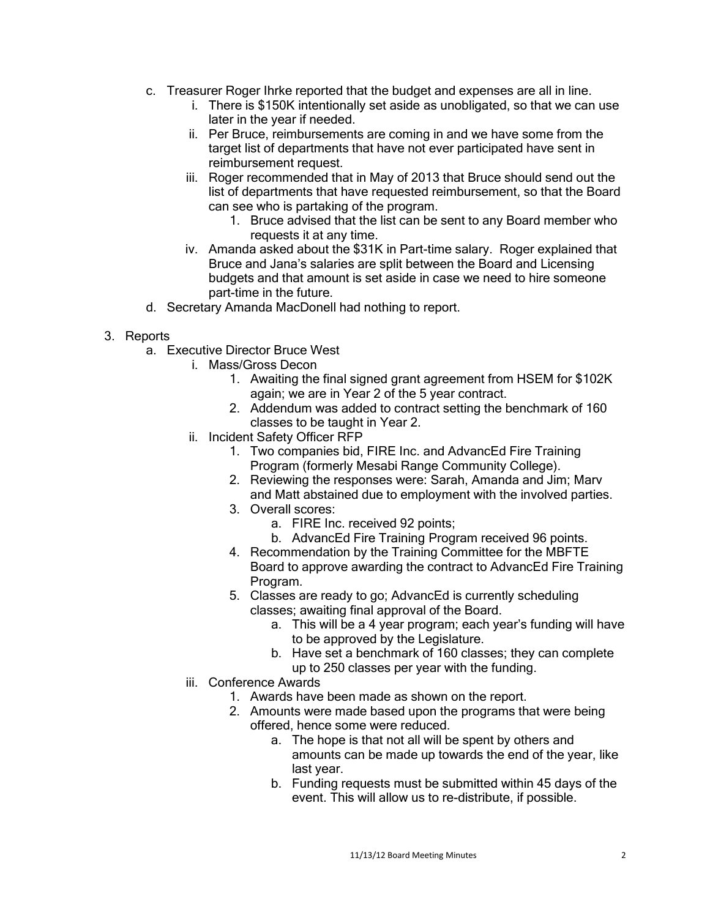c. Treasurer Roger Ihrke reported that the budget and expenses are all in line.
   i. There is $150K intentionally set aside as unobligated, so that we can use later in the year if needed.
   ii. Per Bruce, reimbursements are coming in and we have some from the target list of departments that have not ever participated have sent in reimbursement request.
   iii. Roger recommended that in May of 2013 that Bruce should send out the list of departments that have requested reimbursement, so that the Board can see who is partaking of the program.
      1. Bruce advised that the list can be sent to any Board member who requests it at any time.
   iv. Amanda asked about the $31K in Part-time salary. Roger explained that Bruce and Jana's salaries are split between the Board and Licensing budgets and that amount is set aside in case we need to hire someone part-time in the future.

d. Secretary Amanda MacDonell had nothing to report.

3. Reports
   a. Executive Director Bruce West
      i. Mass/Gross Decon
         1. Awaiting the final signed grant agreement from HSEM for $102K again; we are in Year 2 of the 5 year contract.
         2. Addendum was added to contract setting the benchmark of 160 classes to be taught in Year 2.
      ii. Incident Safety Officer RFP
         1. Two companies bid, FIRE Inc. and AdvancEd Fire Training Program (formerly Mesabi Range Community College).
         2. Reviewing the responses were: Sarah, Amanda and Jim; Marv and Matt abstained due to employment with the involved parties.
         3. Overall scores:
            a. FIRE Inc. received 92 points;
            b. AdvancEd Fire Training Program received 96 points.
         4. Recommendation by the Training Committee for the MBFTE Board to approve awarding the contract to AdvancEd Fire Training Program.
         5. Classes are ready to go; AdvancEd is currently scheduling classes; awaiting final approval of the Board.
            a. This will be a 4 year program; each year's funding will have to be approved by the Legislature.
            b. Have set a benchmark of 160 classes; they can complete up to 250 classes per year with the funding.
      iii. Conference Awards
         1. Awards have been made as shown on the report.
         2. Amounts were made based upon the programs that were being offered, hence some were reduced.
            a. The hope is that not all will be spent by others and amounts can be made up towards the end of the year, like last year.
            b. Funding requests must be submitted within 45 days of the event. This will allow us to re-distribute, if possible.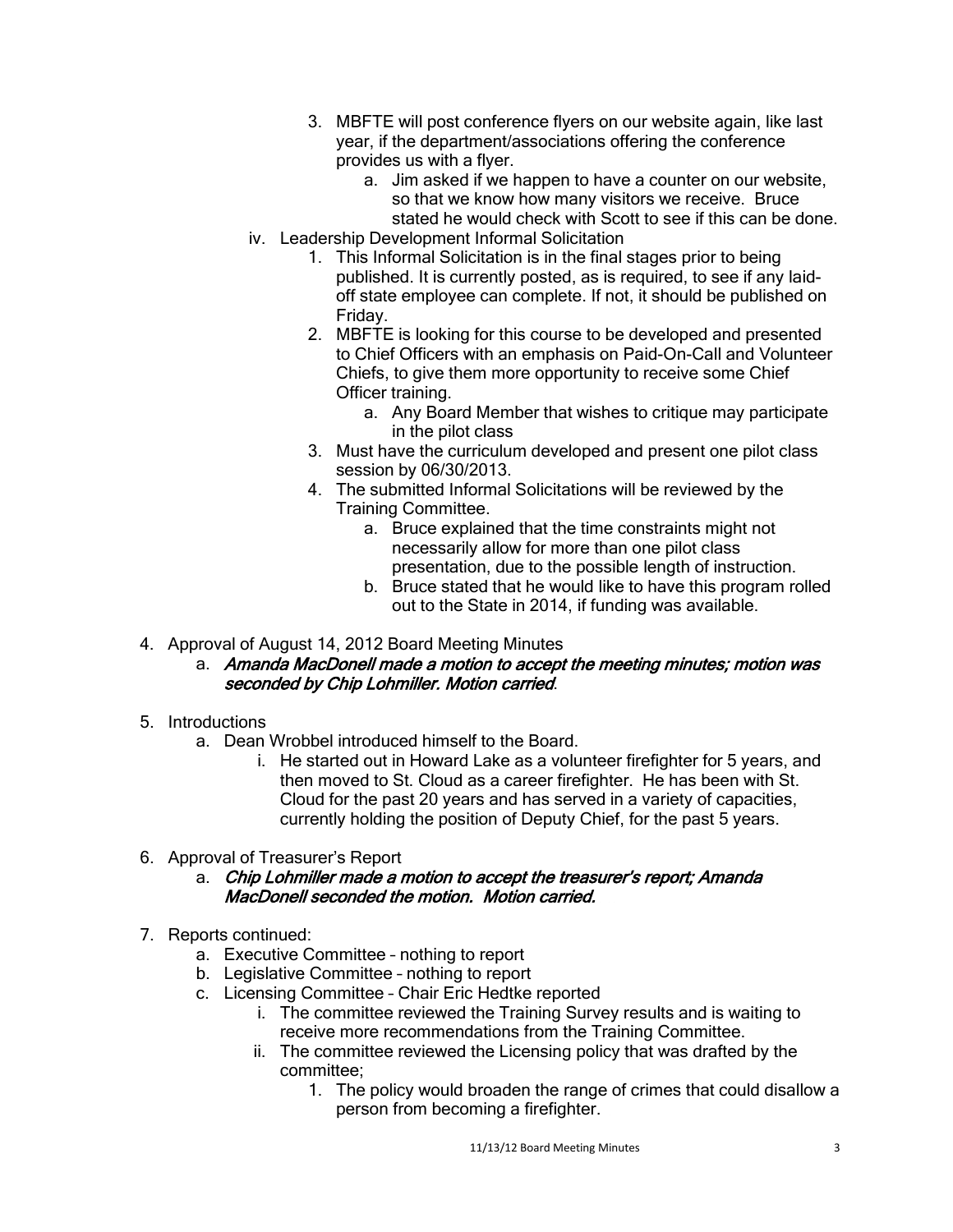3. MBFTE will post conference flyers on our website again, like last year, if the department/associations offering the conference provides us with a flyer.
    a. Jim asked if we happen to have a counter on our website, so that we know how many visitors we receive. Bruce stated he would check with Scott to see if this can be done.

iv. Leadership Development Informal Solicitation
1. This Informal Solicitation is in the final stages prior to being published. It is currently posted, as is required, to see if any laid-off state employee can complete. If not, it should be published on Friday.
2. MBFTE is looking for this course to be developed and presented to Chief Officers with an emphasis on Paid-On-Call and Volunteer Chiefs, to give them more opportunity to receive some Chief Officer training.
    a. Any Board Member that wishes to critique may participate in the pilot class
3. Must have the curriculum developed and present one pilot class session by 06/30/2013.
4. The submitted Informal Solicitations will be reviewed by the Training Committee.
    a. Bruce explained that the time constraints might not necessarily allow for more than one pilot class presentation, due to the possible length of instruction.
    b. Bruce stated that he would like to have this program rolled out to the State in 2014, if funding was available.

4. Approval of August 14, 2012 Board Meeting Minutes
    a. ***Amanda MacDonell made a motion to accept the meeting minutes; motion was seconded by Chip Lohmiller. Motion carried.***
5. Introductions
    a. Dean Wrobbel introduced himself to the Board.
        i. He started out in Howard Lake as a volunteer firefighter for 5 years, and then moved to St. Cloud as a career firefighter. He has been with St. Cloud for the past 20 years and has served in a variety of capacities, currently holding the position of Deputy Chief, for the past 5 years.
6. Approval of Treasurer's Report
    a. ***Chip Lohmiller made a motion to accept the treasurer's report; Amanda MacDonell seconded the motion. Motion carried.***
7. Reports continued:
    a. Executive Committee – nothing to report
    b. Legislative Committee – nothing to report
    c. Licensing Committee – Chair Eric Hedtke reported
        i. The committee reviewed the Training Survey results and is waiting to receive more recommendations from the Training Committee.
        ii. The committee reviewed the Licensing policy that was drafted by the committee;
            1. The policy would broaden the range of crimes that could disallow a person from becoming a firefighter.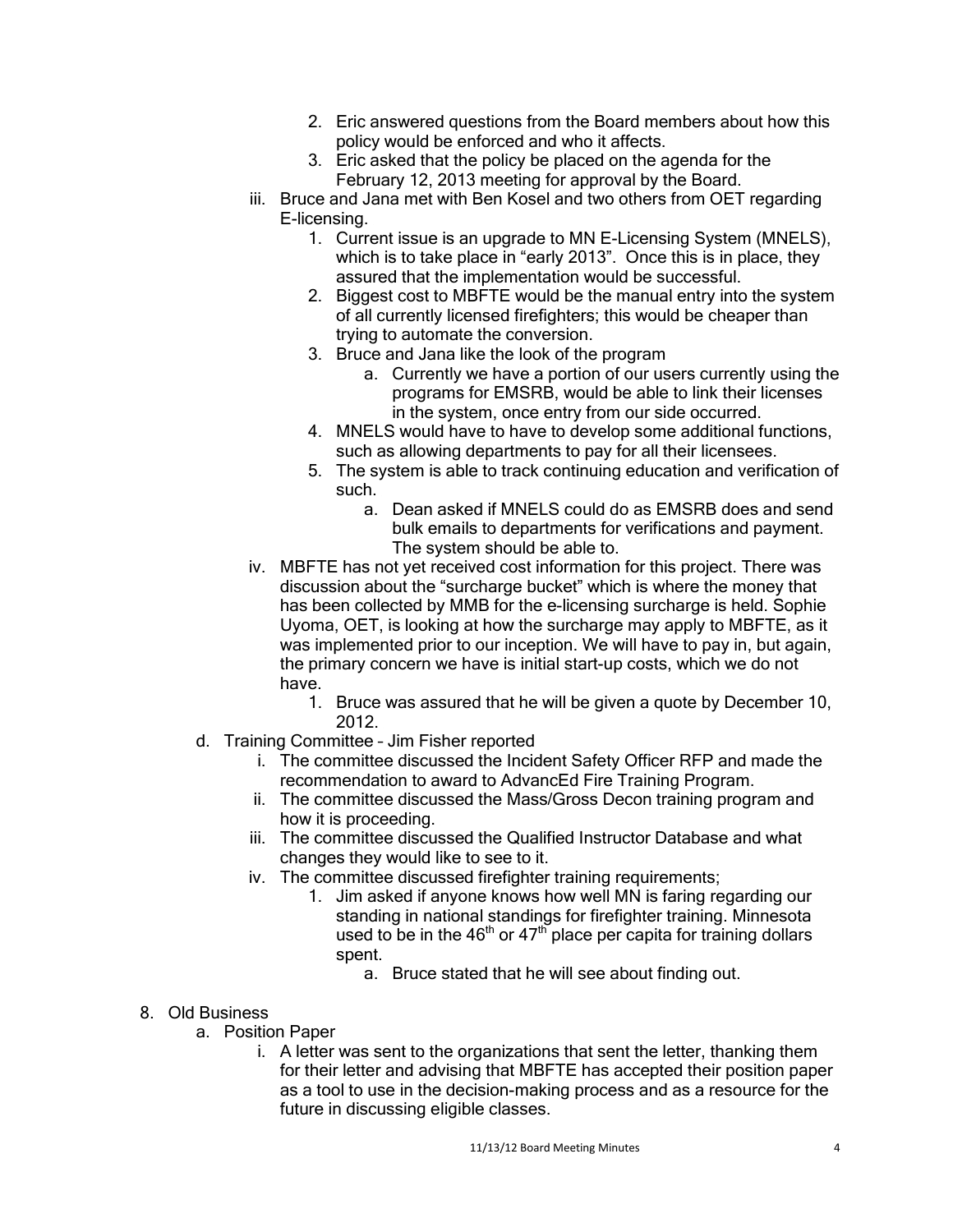2. Eric answered questions from the Board members about how this policy would be enforced and who it affects.
3. Eric asked that the policy be placed on the agenda for the February 12, 2013 meeting for approval by the Board.

iii. Bruce and Jana met with Ben Kosel and two others from OET regarding E-licensing.

1. Current issue is an upgrade to MN E-Licensing System (MNELS), which is to take place in "early 2013". Once this is in place, they assured that the implementation would be successful.
2. Biggest cost to MBFTE would be the manual entry into the system of all currently licensed firefighters; this would be cheaper than trying to automate the conversion.
3. Bruce and Jana like the look of the program
    a. Currently we have a portion of our users currently using the programs for EMSRB, would be able to link their licenses in the system, once entry from our side occurred.
4. MNELS would have to have to develop some additional functions, such as allowing departments to pay for all their licensees.
5. The system is able to track continuing education and verification of such.
    a. Dean asked if MNELS could do as EMSRB does and send bulk emails to departments for verifications and payment. The system should be able to.

iv. MBFTE has not yet received cost information for this project. There was discussion about the "surcharge bucket" which is where the money that has been collected by MMB for the e-licensing surcharge is held. Sophie Uyoma, OET, is looking at how the surcharge may apply to MBFTE, as it was implemented prior to our inception. We will have to pay in, but again, the primary concern we have is initial start-up costs, which we do not have.

1. Bruce was assured that he will be given a quote by December 10, 2012.

d. Training Committee – Jim Fisher reported

i. The committee discussed the Incident Safety Officer RFP and made the recommendation to award to AdvancEd Fire Training Program.

ii. The committee discussed the Mass/Gross Decon training program and how it is proceeding.

iii. The committee discussed the Qualified Instructor Database and what changes they would like to see to it.

iv. The committee discussed firefighter training requirements;

1. Jim asked if anyone knows how well MN is faring regarding our standing in national standings for firefighter training. Minnesota used to be in the 46th or 47th place per capita for training dollars spent.
    a. Bruce stated that he will see about finding out.

8. Old Business

a. Position Paper

i. A letter was sent to the organizations that sent the letter, thanking them for their letter and advising that MBFTE has accepted their position paper as a tool to use in the decision-making process and as a resource for the future in discussing eligible classes.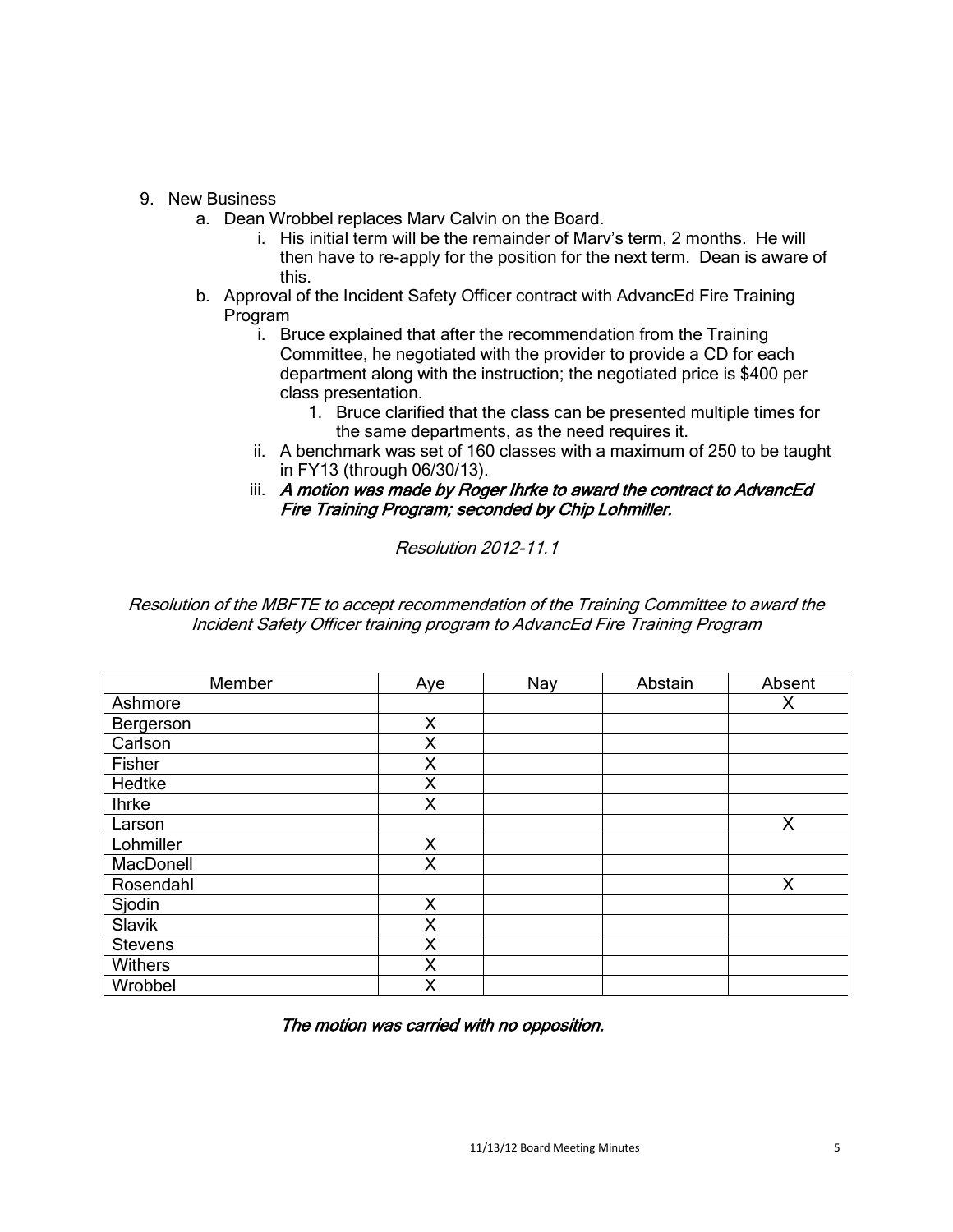9. New Business
    a. Dean Wrobbel replaces Marv Calvin on the Board.
        i. His initial term will be the remainder of Marv's term, 2 months. He will then have to re-apply for the position for the next term. Dean is aware of this.
    b. Approval of the Incident Safety Officer contract with AdvancEd Fire Training Program
        i. Bruce explained that after the recommendation from the Training Committee, he negotiated with the provider to provide a CD for each department along with the instruction; the negotiated price is $400 per class presentation.
            1. Bruce clarified that the class can be presented multiple times for the same departments, as the need requires it.
        ii. A benchmark was set of 160 classes with a maximum of 250 to be taught in FY13 (through 06/30/13).
        iii. ***A motion was made by Roger Ihrke to award the contract to AdvancEd Fire Training Program; seconded by Chip Lohmiller.***

*Resolution 2012-11.1*

*Resolution of the MBFTE to accept recommendation of the Training Committee to award the Incident Safety Officer training program to AdvancEd Fire Training Program*

| Member | Aye | Nay | Abstain | Absent |
|---|---|---|---|---|
| Ashmore | | | | X |
| Bergerson | X | | | |
| Carlson | X | | | |
| Fisher | X | | | |
| Hedtke | X | | | |
| Ihrke | X | | | |
| Larson | | | | X |
| Lohmiller | X | | | |
| MacDonell | X | | | |
| Rosendahl | | | | X |
| Sjodin | X | | | |
| Slavik | X | | | |
| Stevens | X | | | |
| Withers | X | | | |
| Wrobbel | X | | | |

***The motion was carried with no opposition.***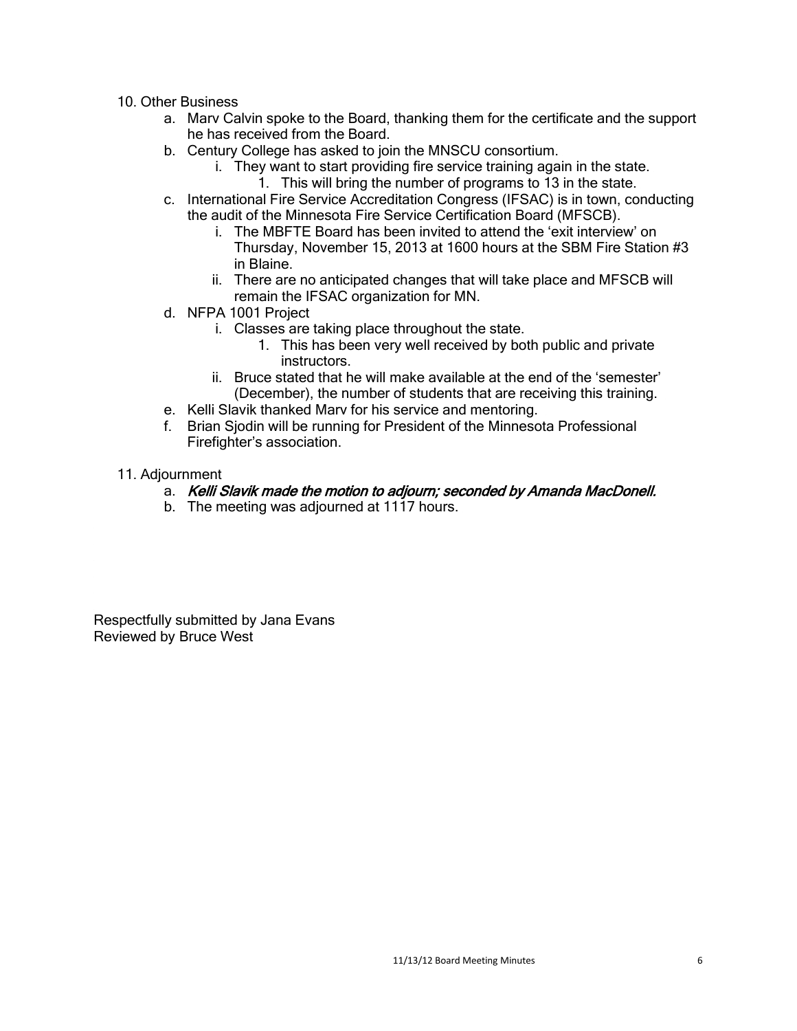10. Other Business
    a. Marv Calvin spoke to the Board, thanking them for the certificate and the support he has received from the Board.
    b. Century College has asked to join the MNSCU consortium.
        i. They want to start providing fire service training again in the state.
            1. This will bring the number of programs to 13 in the state.
    c. International Fire Service Accreditation Congress (IFSAC) is in town, conducting the audit of the Minnesota Fire Service Certification Board (MFSCB).
        i. The MBFTE Board has been invited to attend the 'exit interview' on Thursday, November 15, 2013 at 1600 hours at the SBM Fire Station #3 in Blaine.
        ii. There are no anticipated changes that will take place and MFSCB will remain the IFSAC organization for MN.
    d. NFPA 1001 Project
        i. Classes are taking place throughout the state.
            1. This has been very well received by both public and private instructors.
        ii. Bruce stated that he will make available at the end of the 'semester' (December), the number of students that are receiving this training.
    e. Kelli Slavik thanked Marv for his service and mentoring.
    f. Brian Sjodin will be running for President of the Minnesota Professional Firefighter's association.

11. Adjournment
    a. ***Kelli Slavik made the motion to adjourn; seconded by Amanda MacDonell.***
    b. The meeting was adjourned at 1117 hours.

Respectfully submitted by Jana Evans
Reviewed by Bruce West